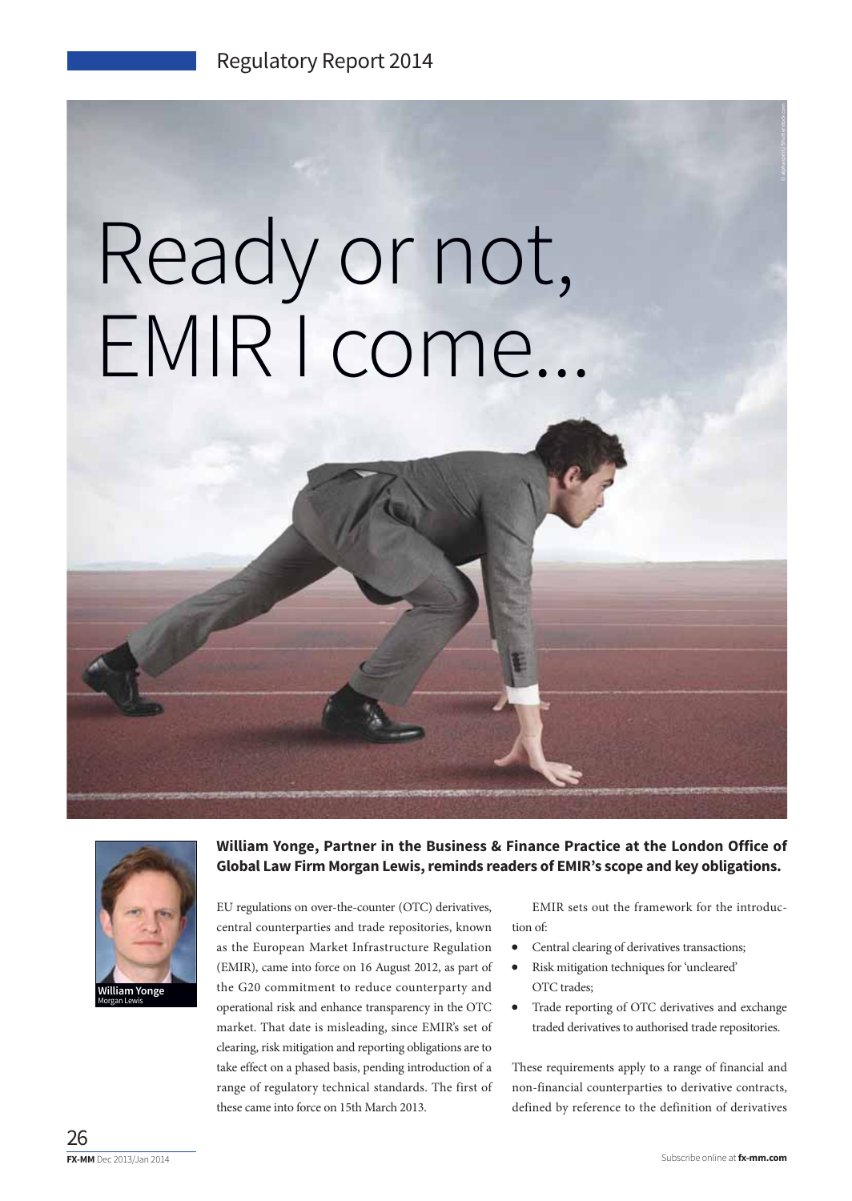# Ready or not, EMIR I come...

**William Yonge, Partner in the Business & Finance Practice at the London Office of Global Law Firm Morgan Lewis, reminds readers of EMIR's scope and key obligations.**

William Yonge
Morgan Lewis

EU regulations on over-the-counter (OTC) derivatives, central counterparties and trade repositories, known as the European Market Infrastructure Regulation (EMIR), came into force on 16 August 2012, as part of the G20 commitment to reduce counterparty and operational risk and enhance transparency in the OTC market. That date is misleading, since EMIR's set of clearing, risk mitigation and reporting obligations are to take effect on a phased basis, pending introduction of a range of regulatory technical standards. The first of these came into force on 15th March 2013.

EMIR sets out the framework for the introduction of:

- Central clearing of derivatives transactions;
- Risk mitigation techniques for 'uncleared' OTC trades;
- Trade reporting of OTC derivatives and exchange traded derivatives to authorised trade repositories.

These requirements apply to a range of financial and non-financial counterparties to derivative contracts, defined by reference to the definition of derivatives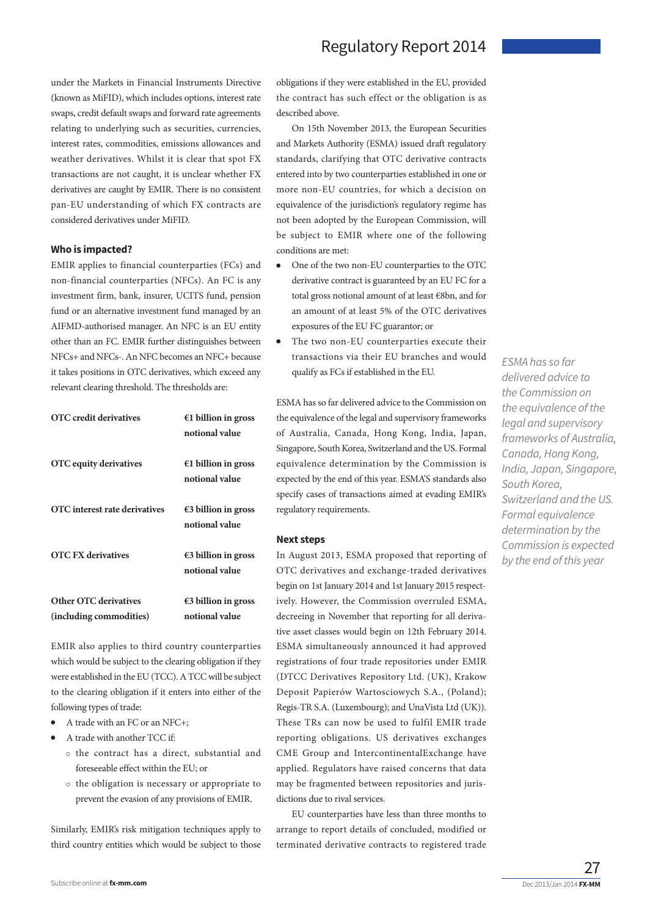under the Markets in Financial Instruments Directive (known as MiFID), which includes options, interest rate swaps, credit default swaps and forward rate agreements relating to underlying such as securities, currencies, interest rates, commodities, emissions allowances and weather derivatives. Whilst it is clear that spot FX transactions are not caught, it is unclear whether FX derivatives are caught by EMIR. There is no consistent pan-EU understanding of which FX contracts are considered derivatives under MiFID.

### Who is impacted?

EMIR applies to financial counterparties (FCs) and non-financial counterparties (NFCs). An FC is any investment firm, bank, insurer, UCITS fund, pension fund or an alternative investment fund managed by an AIFMD-authorised manager. An NFC is an EU entity other than an FC. EMIR further distinguishes between NFCs+ and NFCs-. An NFC becomes an NFC+ because it takes positions in OTC derivatives, which exceed any relevant clearing threshold. The thresholds are:

| | |
|---|---|
| **OTC credit derivatives** | **€1 billion in gross notional value** |
| **OTC equity derivatives** | **€1 billion in gross notional value** |
| **OTC interest rate derivatives** | **€3 billion in gross notional value** |
| **OTC FX derivatives** | **€3 billion in gross notional value** |
| **Other OTC derivatives (including commodities)** | **€3 billion in gross notional value** |

EMIR also applies to third country counterparties which would be subject to the clearing obligation if they were established in the EU (TCC). A TCC will be subject to the clearing obligation if it enters into either of the following types of trade:

- A trade with an FC or an NFC+;
- A trade with another TCC if:
  - the contract has a direct, substantial and foreseeable effect within the EU; or
  - the obligation is necessary or appropriate to prevent the evasion of any provisions of EMIR.

Similarly, EMIR's risk mitigation techniques apply to third country entities which would be subject to those obligations if they were established in the EU, provided the contract has such effect or the obligation is as described above.

On 15th November 2013, the European Securities and Markets Authority (ESMA) issued draft regulatory standards, clarifying that OTC derivative contracts entered into by two counterparties established in one or more non-EU countries, for which a decision on equivalence of the jurisdiction's regulatory regime has not been adopted by the European Commission, will be subject to EMIR where one of the following conditions are met:

- One of the two non-EU counterparties to the OTC derivative contract is guaranteed by an EU FC for a total gross notional amount of at least €8bn, and for an amount of at least 5% of the OTC derivatives exposures of the EU FC guarantor; or
- The two non-EU counterparties execute their transactions via their EU branches and would qualify as FCs if established in the EU.

ESMA has so far delivered advice to the Commission on the equivalence of the legal and supervisory frameworks of Australia, Canada, Hong Kong, India, Japan, Singapore, South Korea, Switzerland and the US. Formal equivalence determination by the Commission is expected by the end of this year. ESMA'S standards also specify cases of transactions aimed at evading EMIR's regulatory requirements.

*ESMA has so far delivered advice to the Commission on the equivalence of the legal and supervisory frameworks of Australia, Canada, Hong Kong, India, Japan, Singapore, South Korea, Switzerland and the US. Formal equivalence determination by the Commission is expected by the end of this year*

### Next steps

In August 2013, ESMA proposed that reporting of OTC derivatives and exchange-traded derivatives begin on 1st January 2014 and 1st January 2015 respectively. However, the Commission overruled ESMA, decreeing in November that reporting for all derivative asset classes would begin on 12th February 2014. ESMA simultaneously announced it had approved registrations of four trade repositories under EMIR (DTCC Derivatives Repository Ltd. (UK), Krakow Deposit Papierów Wartosciowych S.A., (Poland); Regis-TR S.A. (Luxembourg); and UnaVista Ltd (UK)). These TRs can now be used to fulfil EMIR trade reporting obligations. US derivatives exchanges CME Group and IntercontinentalExchange have applied. Regulators have raised concerns that data may be fragmented between repositories and jurisdictions due to rival services.

EU counterparties have less than three months to arrange to report details of concluded, modified or terminated derivative contracts to registered trade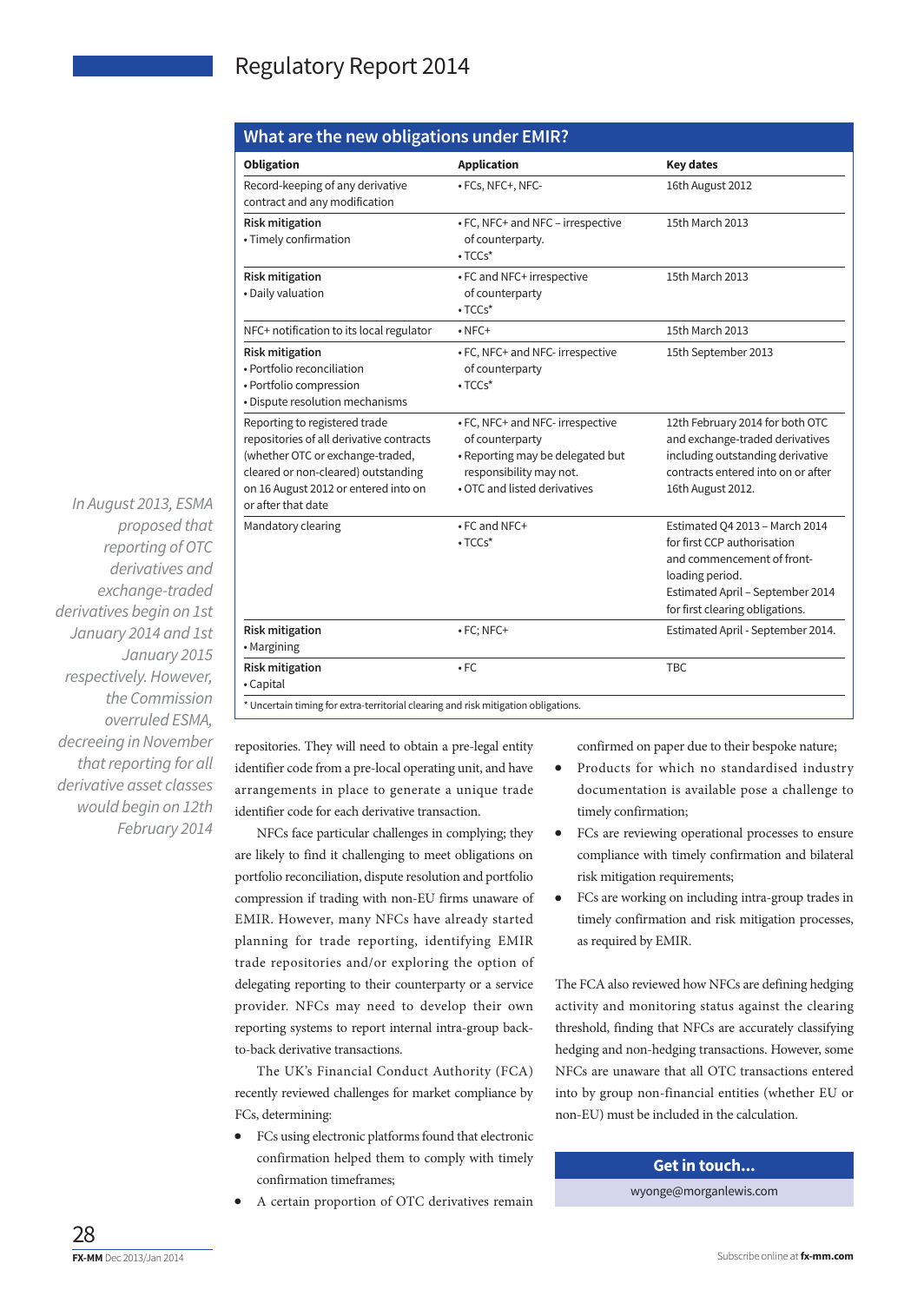## What are the new obligations under EMIR?

| Obligation | Application | Key dates |
|---|---|---|
| Record-keeping of any derivative contract and any modification | • FCs, NFC+, NFC- | 16th August 2012 |
| **Risk mitigation**<br>• Timely confirmation | • FC, NFC+ and NFC – irrespective of counterparty.<br>• TCCs* | 15th March 2013 |
| **Risk mitigation**<br>• Daily valuation | • FC and NFC+ irrespective of counterparty<br>• TCCs* | 15th March 2013 |
| NFC+ notification to its local regulator | • NFC+ | 15th March 2013 |
| **Risk mitigation**<br>• Portfolio reconciliation<br>• Portfolio compression<br>• Dispute resolution mechanisms | • FC, NFC+ and NFC- irrespective of counterparty<br>• TCCs* | 15th September 2013 |
| Reporting to registered trade repositories of all derivative contracts (whether OTC or exchange-traded, cleared or non-cleared) outstanding on 16 August 2012 or entered into on or after that date | • FC, NFC+ and NFC- irrespective of counterparty<br>• Reporting may be delegated but responsibility may not.<br>• OTC and listed derivatives | 12th February 2014 for both OTC and exchange-traded derivatives including outstanding derivative contracts entered into on or after 16th August 2012. |
| Mandatory clearing | • FC and NFC+<br>• TCCs* | Estimated Q4 2013 – March 2014 for first CCP authorisation and commencement of front-loading period.<br>Estimated April – September 2014 for first clearing obligations. |
| **Risk mitigation**<br>• Margining | • FC; NFC+ | Estimated April - September 2014. |
| **Risk mitigation**<br>• Capital | • FC | TBC |

* Uncertain timing for extra-territorial clearing and risk mitigation obligations.

*In August 2013, ESMA proposed that reporting of OTC derivatives and exchange-traded derivatives begin on 1st January 2014 and 1st January 2015 respectively. However, the Commission overruled ESMA, decreeing in November that reporting for all derivative asset classes would begin on 12th February 2014*

repositories. They will need to obtain a pre-legal entity identifier code from a pre-local operating unit, and have arrangements in place to generate a unique trade identifier code for each derivative transaction.

NFCs face particular challenges in complying; they are likely to find it challenging to meet obligations on portfolio reconciliation, dispute resolution and portfolio compression if trading with non-EU firms unaware of EMIR. However, many NFCs have already started planning for trade reporting, identifying EMIR trade repositories and/or exploring the option of delegating reporting to their counterparty or a service provider. NFCs may need to develop their own reporting systems to report internal intra-group back-to-back derivative transactions.

The UK's Financial Conduct Authority (FCA) recently reviewed challenges for market compliance by FCs, determining:

- FCs using electronic platforms found that electronic confirmation helped them to comply with timely confirmation timeframes;
- A certain proportion of OTC derivatives remain confirmed on paper due to their bespoke nature;
- Products for which no standardised industry documentation is available pose a challenge to timely confirmation;
- FCs are reviewing operational processes to ensure compliance with timely confirmation and bilateral risk mitigation requirements;
- FCs are working on including intra-group trades in timely confirmation and risk mitigation processes, as required by EMIR.

The FCA also reviewed how NFCs are defining hedging activity and monitoring status against the clearing threshold, finding that NFCs are accurately classifying hedging and non-hedging transactions. However, some NFCs are unaware that all OTC transactions entered into by group non-financial entities (whether EU or non-EU) must be included in the calculation.

**Get in touch...**

wyonge@morganlewis.com